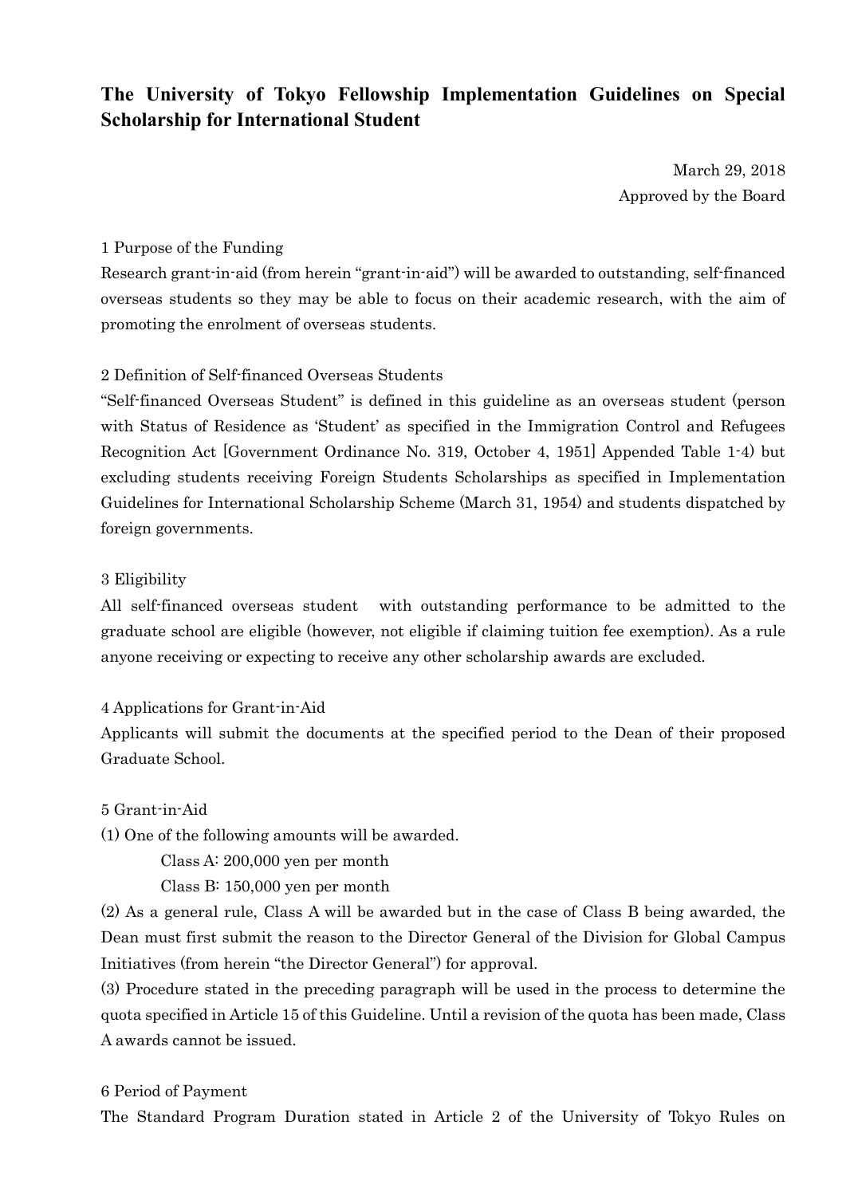# The University of Tokyo Fellowship Implementation Guidelines on Special Scholarship for International Student

March 29, 2018
Approved by the Board

1 Purpose of the Funding

Research grant-in-aid (from herein "grant-in-aid") will be awarded to outstanding, self-financed overseas students so they may be able to focus on their academic research, with the aim of promoting the enrolment of overseas students.

2 Definition of Self-financed Overseas Students

"Self-financed Overseas Student" is defined in this guideline as an overseas student (person with Status of Residence as 'Student' as specified in the Immigration Control and Refugees Recognition Act [Government Ordinance No. 319, October 4, 1951] Appended Table 1-4) but excluding students receiving Foreign Students Scholarships as specified in Implementation Guidelines for International Scholarship Scheme (March 31, 1954) and students dispatched by foreign governments.

3 Eligibility

All self-financed overseas student with outstanding performance to be admitted to the graduate school are eligible (however, not eligible if claiming tuition fee exemption). As a rule anyone receiving or expecting to receive any other scholarship awards are excluded.

4 Applications for Grant-in-Aid

Applicants will submit the documents at the specified period to the Dean of their proposed Graduate School.

5 Grant-in-Aid

(1) One of the following amounts will be awarded.

Class A: 200,000 yen per month

Class B: 150,000 yen per month

(2) As a general rule, Class A will be awarded but in the case of Class B being awarded, the Dean must first submit the reason to the Director General of the Division for Global Campus Initiatives (from herein "the Director General") for approval.

(3) Procedure stated in the preceding paragraph will be used in the process to determine the quota specified in Article 15 of this Guideline. Until a revision of the quota has been made, Class A awards cannot be issued.

6 Period of Payment

The Standard Program Duration stated in Article 2 of the University of Tokyo Rules on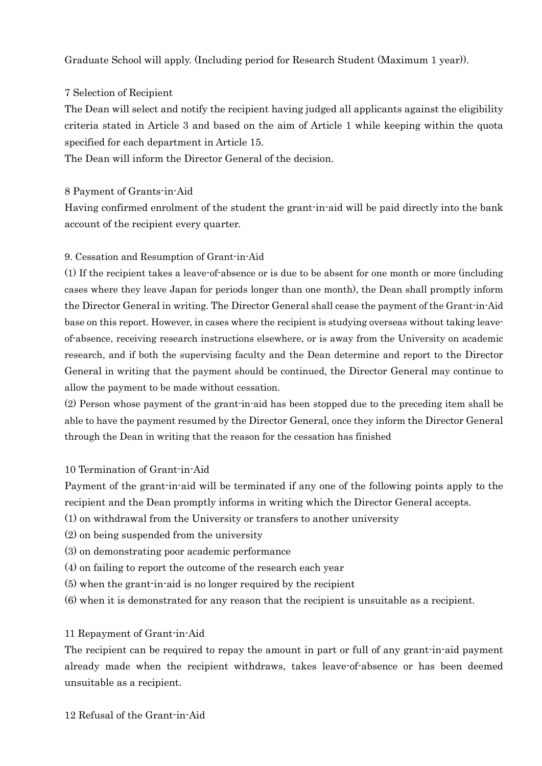Graduate School will apply. (Including period for Research Student (Maximum 1 year)).

## 7 Selection of Recipient

The Dean will select and notify the recipient having judged all applicants against the eligibility criteria stated in Article 3 and based on the aim of Article 1 while keeping within the quota specified for each department in Article 15.

The Dean will inform the Director General of the decision.

## 8 Payment of Grants-in-Aid

Having confirmed enrolment of the student the grant-in-aid will be paid directly into the bank account of the recipient every quarter.

## 9. Cessation and Resumption of Grant-in-Aid

(1) If the recipient takes a leave-of-absence or is due to be absent for one month or more (including cases where they leave Japan for periods longer than one month), the Dean shall promptly inform the Director General in writing. The Director General shall cease the payment of the Grant-in-Aid base on this report. However, in cases where the recipient is studying overseas without taking leave-of-absence, receiving research instructions elsewhere, or is away from the University on academic research, and if both the supervising faculty and the Dean determine and report to the Director General in writing that the payment should be continued, the Director General may continue to allow the payment to be made without cessation.

(2) Person whose payment of the grant-in-aid has been stopped due to the preceding item shall be able to have the payment resumed by the Director General, once they inform the Director General through the Dean in writing that the reason for the cessation has finished

## 10 Termination of Grant-in-Aid

Payment of the grant-in-aid will be terminated if any one of the following points apply to the recipient and the Dean promptly informs in writing which the Director General accepts.

(1) on withdrawal from the University or transfers to another university

(2) on being suspended from the university

(3) on demonstrating poor academic performance

(4) on failing to report the outcome of the research each year

(5) when the grant-in-aid is no longer required by the recipient

(6) when it is demonstrated for any reason that the recipient is unsuitable as a recipient.

## 11 Repayment of Grant-in-Aid

The recipient can be required to repay the amount in part or full of any grant-in-aid payment already made when the recipient withdraws, takes leave-of-absence or has been deemed unsuitable as a recipient.

## 12 Refusal of the Grant-in-Aid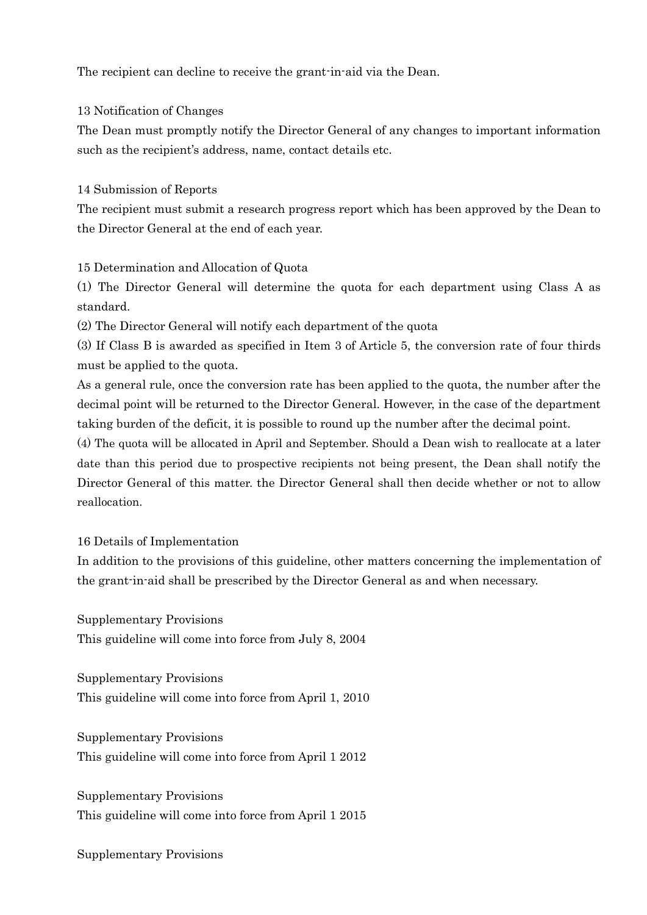The recipient can decline to receive the grant-in-aid via the Dean.

## 13 Notification of Changes

The Dean must promptly notify the Director General of any changes to important information such as the recipient's address, name, contact details etc.

## 14 Submission of Reports

The recipient must submit a research progress report which has been approved by the Dean to the Director General at the end of each year.

## 15 Determination and Allocation of Quota

(1) The Director General will determine the quota for each department using Class A as standard.

(2) The Director General will notify each department of the quota

(3) If Class B is awarded as specified in Item 3 of Article 5, the conversion rate of four thirds must be applied to the quota.

As a general rule, once the conversion rate has been applied to the quota, the number after the decimal point will be returned to the Director General. However, in the case of the department taking burden of the deficit, it is possible to round up the number after the decimal point.

(4) The quota will be allocated in April and September. Should a Dean wish to reallocate at a later date than this period due to prospective recipients not being present, the Dean shall notify the Director General of this matter. the Director General shall then decide whether or not to allow reallocation.

## 16 Details of Implementation

In addition to the provisions of this guideline, other matters concerning the implementation of the grant-in-aid shall be prescribed by the Director General as and when necessary.

## Supplementary Provisions

This guideline will come into force from July 8, 2004

## Supplementary Provisions

This guideline will come into force from April 1, 2010

## Supplementary Provisions

This guideline will come into force from April 1 2012

## Supplementary Provisions

This guideline will come into force from April 1 2015

## Supplementary Provisions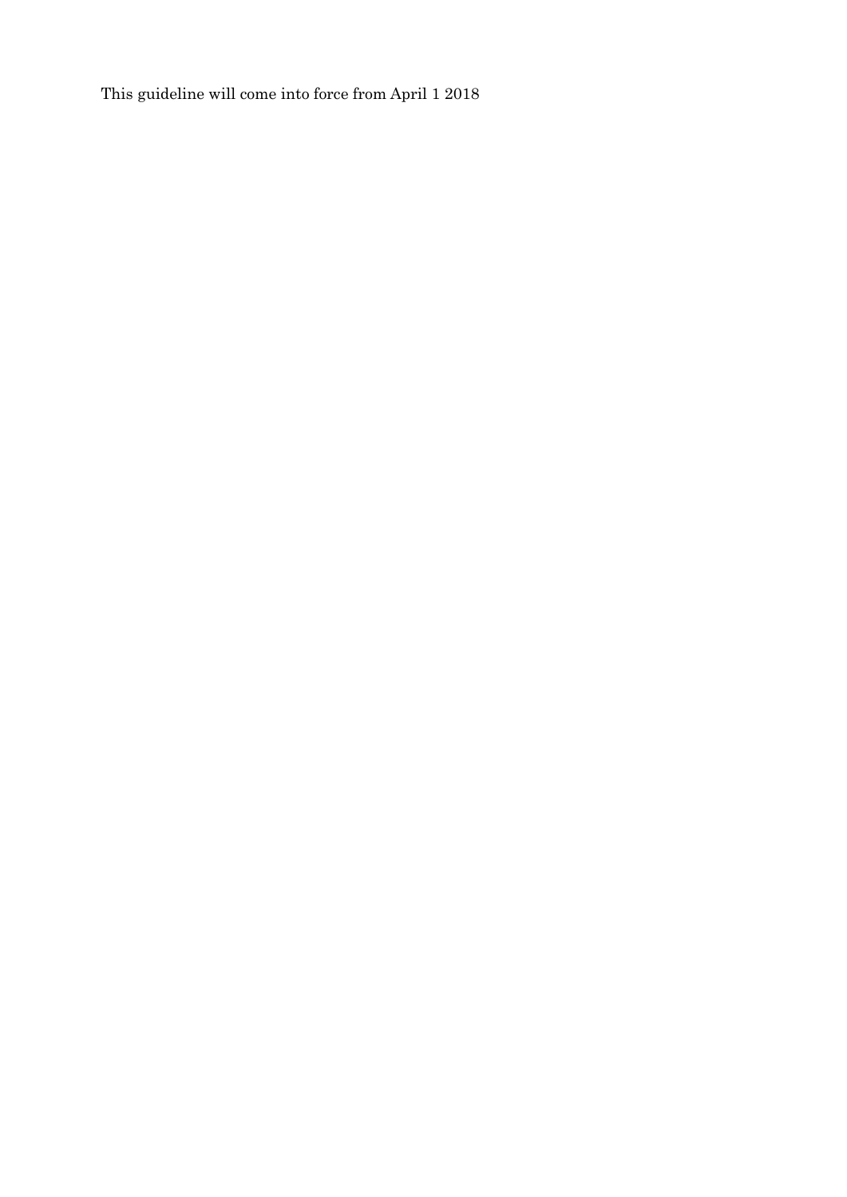This guideline will come into force from April 1 2018